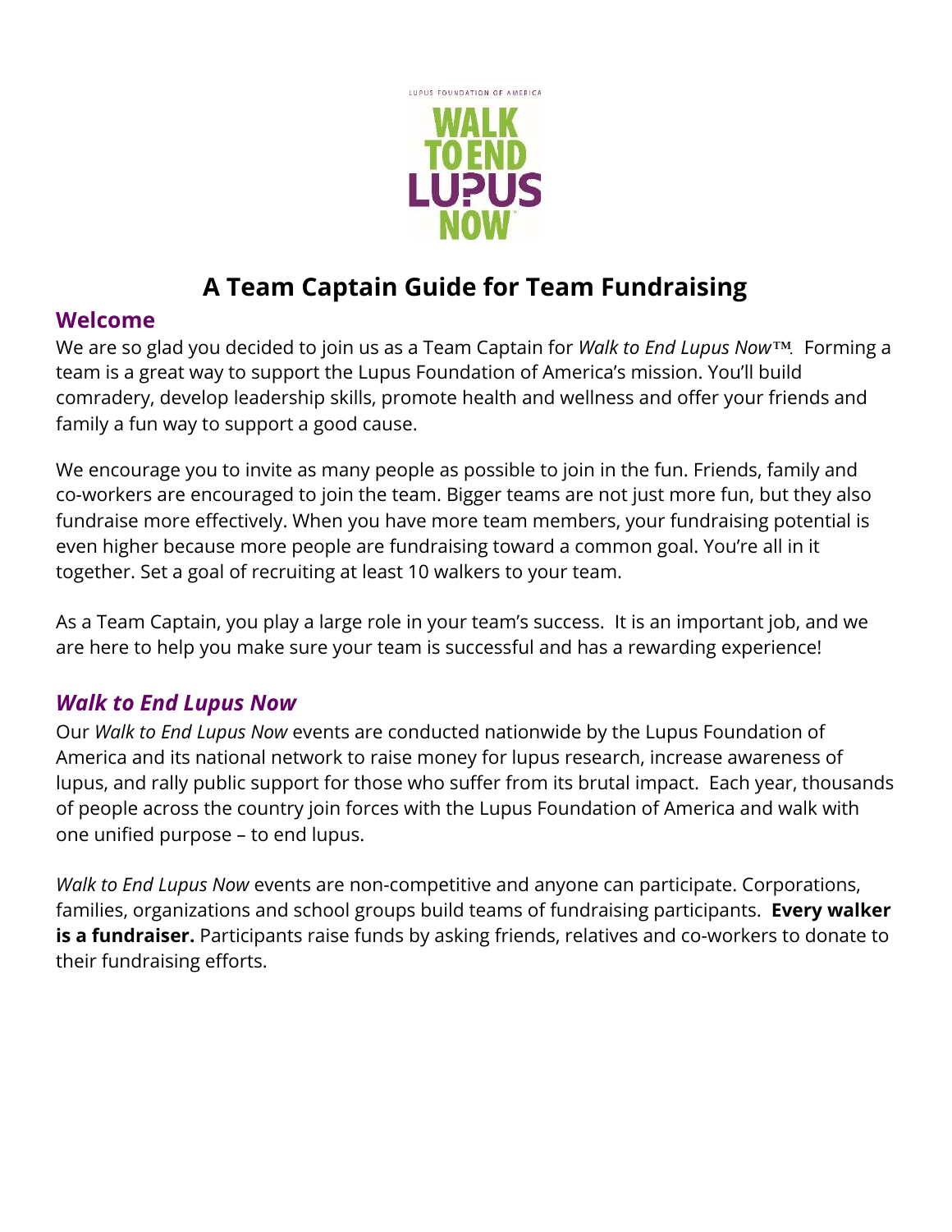LUPUS FOUNDATION OF AMERICA

WALK TO END LUPUS NOW

# A Team Captain Guide for Team Fundraising

## Welcome

We are so glad you decided to join us as a Team Captain for *Walk to End Lupus Now™*. Forming a team is a great way to support the Lupus Foundation of America's mission. You'll build comradery, develop leadership skills, promote health and wellness and offer your friends and family a fun way to support a good cause.

We encourage you to invite as many people as possible to join in the fun. Friends, family and co-workers are encouraged to join the team. Bigger teams are not just more fun, but they also fundraise more effectively. When you have more team members, your fundraising potential is even higher because more people are fundraising toward a common goal. You're all in it together. Set a goal of recruiting at least 10 walkers to your team.

As a Team Captain, you play a large role in your team's success. It is an important job, and we are here to help you make sure your team is successful and has a rewarding experience!

## *Walk to End Lupus Now*

Our *Walk to End Lupus Now* events are conducted nationwide by the Lupus Foundation of America and its national network to raise money for lupus research, increase awareness of lupus, and rally public support for those who suffer from its brutal impact. Each year, thousands of people across the country join forces with the Lupus Foundation of America and walk with one unified purpose – to end lupus.

*Walk to End Lupus Now* events are non-competitive and anyone can participate. Corporations, families, organizations and school groups build teams of fundraising participants. **Every walker is a fundraiser.** Participants raise funds by asking friends, relatives and co-workers to donate to their fundraising efforts.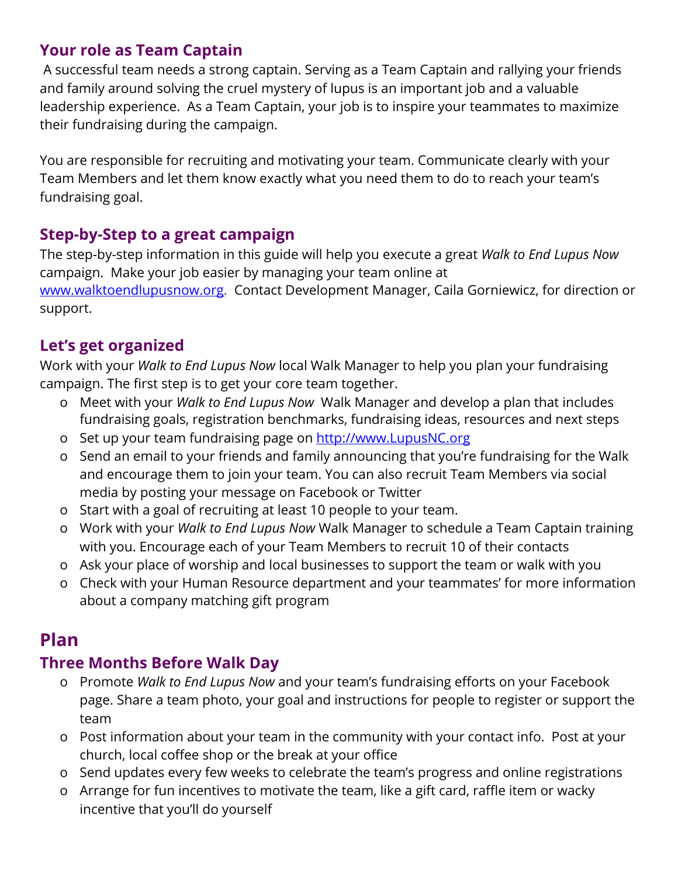## Your role as Team Captain

A successful team needs a strong captain. Serving as a Team Captain and rallying your friends and family around solving the cruel mystery of lupus is an important job and a valuable leadership experience. As a Team Captain, your job is to inspire your teammates to maximize their fundraising during the campaign.

You are responsible for recruiting and motivating your team. Communicate clearly with your Team Members and let them know exactly what you need them to do to reach your team's fundraising goal.

## Step-by-Step to a great campaign

The step-by-step information in this guide will help you execute a great *Walk to End Lupus Now* campaign. Make your job easier by managing your team online at [www.walktoendlupusnow.org](www.walktoendlupusnow.org). Contact Development Manager, Caila Gorniewicz, for direction or support.

## Let's get organized

Work with your *Walk to End Lupus Now* local Walk Manager to help you plan your fundraising campaign. The first step is to get your core team together.

- Meet with your *Walk to End Lupus Now* Walk Manager and develop a plan that includes fundraising goals, registration benchmarks, fundraising ideas, resources and next steps
- Set up your team fundraising page on [http://www.LupusNC.org](http://www.LupusNC.org)
- Send an email to your friends and family announcing that you're fundraising for the Walk and encourage them to join your team. You can also recruit Team Members via social media by posting your message on Facebook or Twitter
- Start with a goal of recruiting at least 10 people to your team.
- Work with your *Walk to End Lupus Now* Walk Manager to schedule a Team Captain training with you. Encourage each of your Team Members to recruit 10 of their contacts
- Ask your place of worship and local businesses to support the team or walk with you
- Check with your Human Resource department and your teammates' for more information about a company matching gift program

# Plan

## Three Months Before Walk Day

- Promote *Walk to End Lupus Now* and your team's fundraising efforts on your Facebook page. Share a team photo, your goal and instructions for people to register or support the team
- Post information about your team in the community with your contact info. Post at your church, local coffee shop or the break at your office
- Send updates every few weeks to celebrate the team's progress and online registrations
- Arrange for fun incentives to motivate the team, like a gift card, raffle item or wacky incentive that you'll do yourself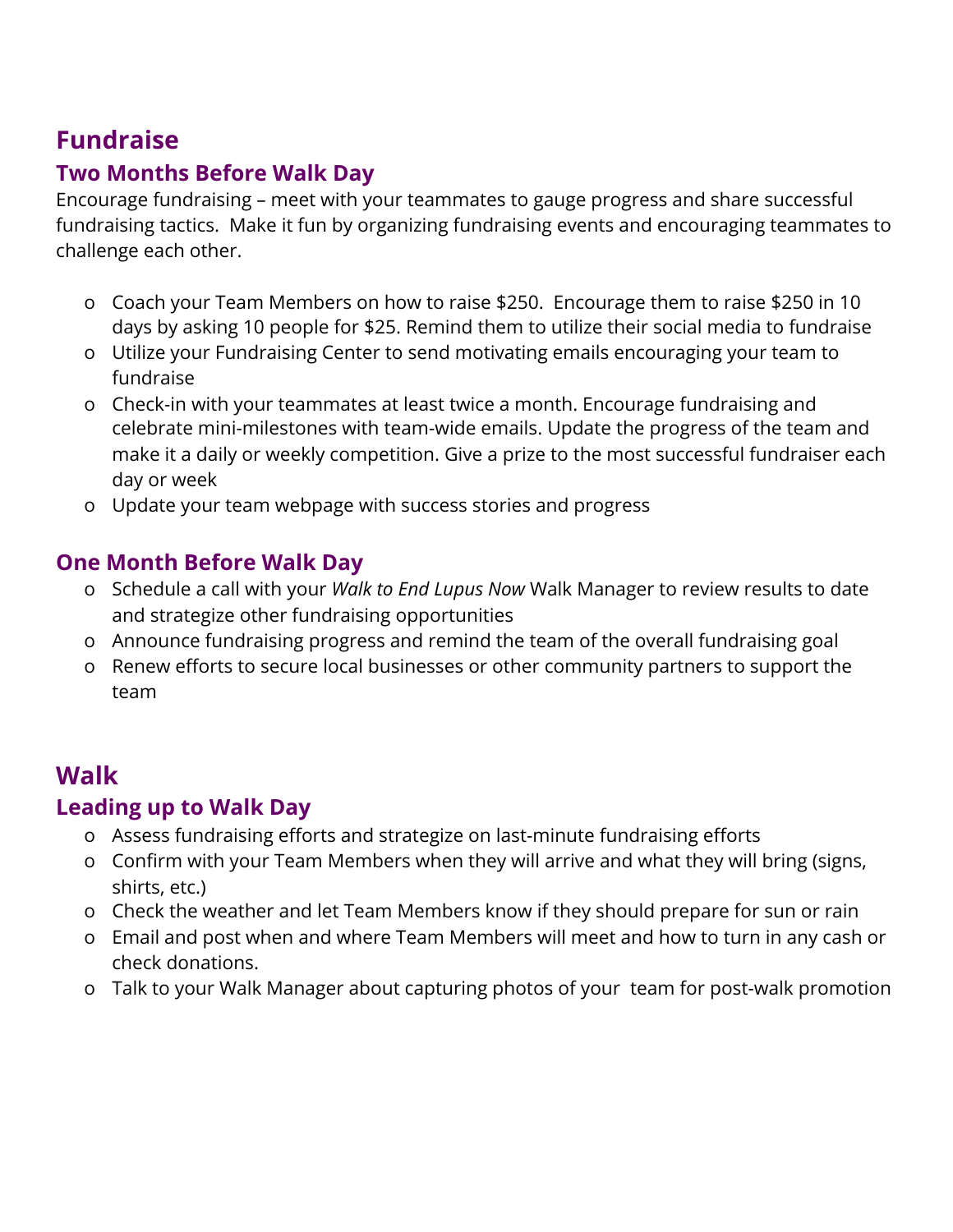## Fundraise

### Two Months Before Walk Day

Encourage fundraising – meet with your teammates to gauge progress and share successful fundraising tactics. Make it fun by organizing fundraising events and encouraging teammates to challenge each other.

- Coach your Team Members on how to raise $250. Encourage them to raise $250 in 10 days by asking 10 people for $25. Remind them to utilize their social media to fundraise
- Utilize your Fundraising Center to send motivating emails encouraging your team to fundraise
- Check-in with your teammates at least twice a month. Encourage fundraising and celebrate mini-milestones with team-wide emails. Update the progress of the team and make it a daily or weekly competition. Give a prize to the most successful fundraiser each day or week
- Update your team webpage with success stories and progress

### One Month Before Walk Day

- Schedule a call with your *Walk to End Lupus Now* Walk Manager to review results to date and strategize other fundraising opportunities
- Announce fundraising progress and remind the team of the overall fundraising goal
- Renew efforts to secure local businesses or other community partners to support the team

## Walk

### Leading up to Walk Day

- Assess fundraising efforts and strategize on last-minute fundraising efforts
- Confirm with your Team Members when they will arrive and what they will bring (signs, shirts, etc.)
- Check the weather and let Team Members know if they should prepare for sun or rain
- Email and post when and where Team Members will meet and how to turn in any cash or check donations.
- Talk to your Walk Manager about capturing photos of your team for post-walk promotion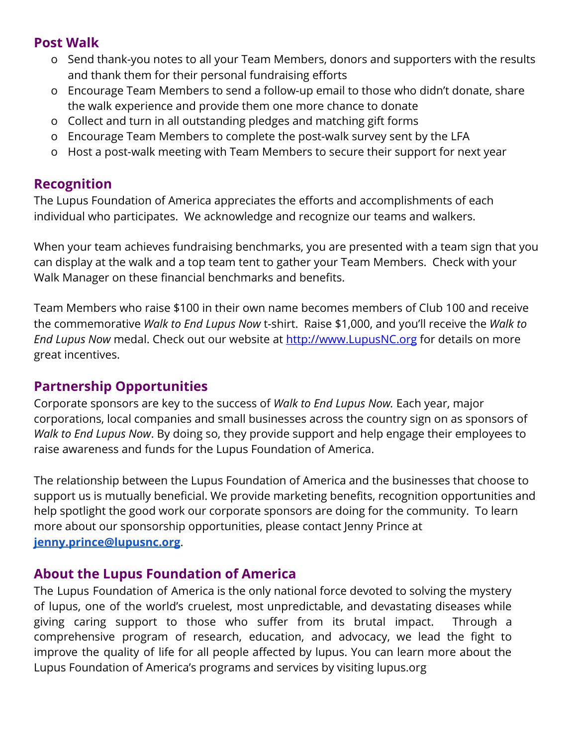## Post Walk

- Send thank-you notes to all your Team Members, donors and supporters with the results and thank them for their personal fundraising efforts
- Encourage Team Members to send a follow-up email to those who didn't donate, share the walk experience and provide them one more chance to donate
- Collect and turn in all outstanding pledges and matching gift forms
- Encourage Team Members to complete the post-walk survey sent by the LFA
- Host a post-walk meeting with Team Members to secure their support for next year

## Recognition

The Lupus Foundation of America appreciates the efforts and accomplishments of each individual who participates. We acknowledge and recognize our teams and walkers.

When your team achieves fundraising benchmarks, you are presented with a team sign that you can display at the walk and a top team tent to gather your Team Members. Check with your Walk Manager on these financial benchmarks and benefits.

Team Members who raise $100 in their own name becomes members of Club 100 and receive the commemorative *Walk to End Lupus Now* t-shirt. Raise $1,000, and you'll receive the *Walk to End Lupus Now* medal. Check out our website at [http://www.LupusNC.org](http://www.LupusNC.org) for details on more great incentives.

## Partnership Opportunities

Corporate sponsors are key to the success of *Walk to End Lupus Now.* Each year, major corporations, local companies and small businesses across the country sign on as sponsors of *Walk to End Lupus Now*. By doing so, they provide support and help engage their employees to raise awareness and funds for the Lupus Foundation of America.

The relationship between the Lupus Foundation of America and the businesses that choose to support us is mutually beneficial. We provide marketing benefits, recognition opportunities and help spotlight the good work our corporate sponsors are doing for the community. To learn more about our sponsorship opportunities, please contact Jenny Prince at **[jenny.prince@lupusnc.org](mailto:jenny.prince@lupusnc.org)**.

## About the Lupus Foundation of America

The Lupus Foundation of America is the only national force devoted to solving the mystery of lupus, one of the world's cruelest, most unpredictable, and devastating diseases while giving caring support to those who suffer from its brutal impact. Through a comprehensive program of research, education, and advocacy, we lead the fight to improve the quality of life for all people affected by lupus. You can learn more about the Lupus Foundation of America's programs and services by visiting lupus.org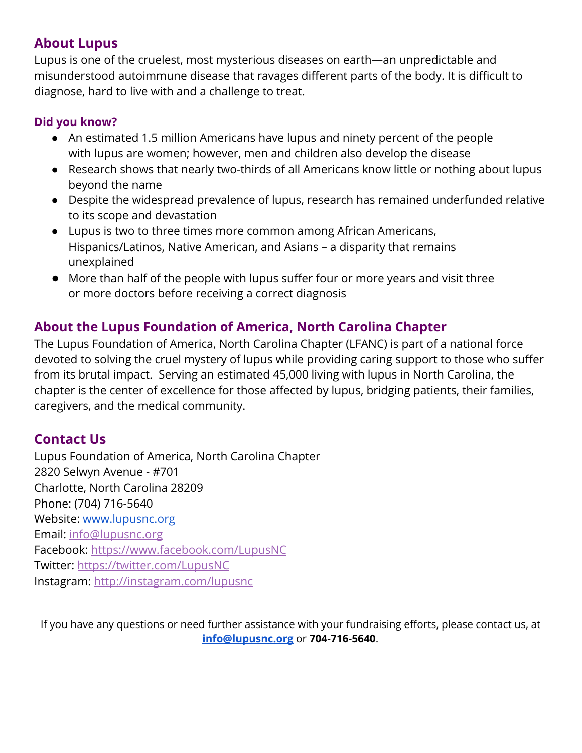## About Lupus

Lupus is one of the cruelest, most mysterious diseases on earth—an unpredictable and misunderstood autoimmune disease that ravages different parts of the body. It is difficult to diagnose, hard to live with and a challenge to treat.

### Did you know?

- An estimated 1.5 million Americans have lupus and ninety percent of the people with lupus are women; however, men and children also develop the disease
- Research shows that nearly two-thirds of all Americans know little or nothing about lupus beyond the name
- Despite the widespread prevalence of lupus, research has remained underfunded relative to its scope and devastation
- Lupus is two to three times more common among African Americans, Hispanics/Latinos, Native American, and Asians – a disparity that remains unexplained
- More than half of the people with lupus suffer four or more years and visit three or more doctors before receiving a correct diagnosis

## About the Lupus Foundation of America, North Carolina Chapter

The Lupus Foundation of America, North Carolina Chapter (LFANC) is part of a national force devoted to solving the cruel mystery of lupus while providing caring support to those who suffer from its brutal impact. Serving an estimated 45,000 living with lupus in North Carolina, the chapter is the center of excellence for those affected by lupus, bridging patients, their families, caregivers, and the medical community.

## Contact Us

Lupus Foundation of America, North Carolina Chapter
2820 Selwyn Avenue - #701
Charlotte, North Carolina 28209
Phone: (704) 716-5640
Website: www.lupusnc.org
Email: info@lupusnc.org
Facebook: https://www.facebook.com/LupusNC
Twitter: https://twitter.com/LupusNC
Instagram: http://instagram.com/lupusnc

If you have any questions or need further assistance with your fundraising efforts, please contact us, at **info@lupusnc.org** or **704-716-5640**.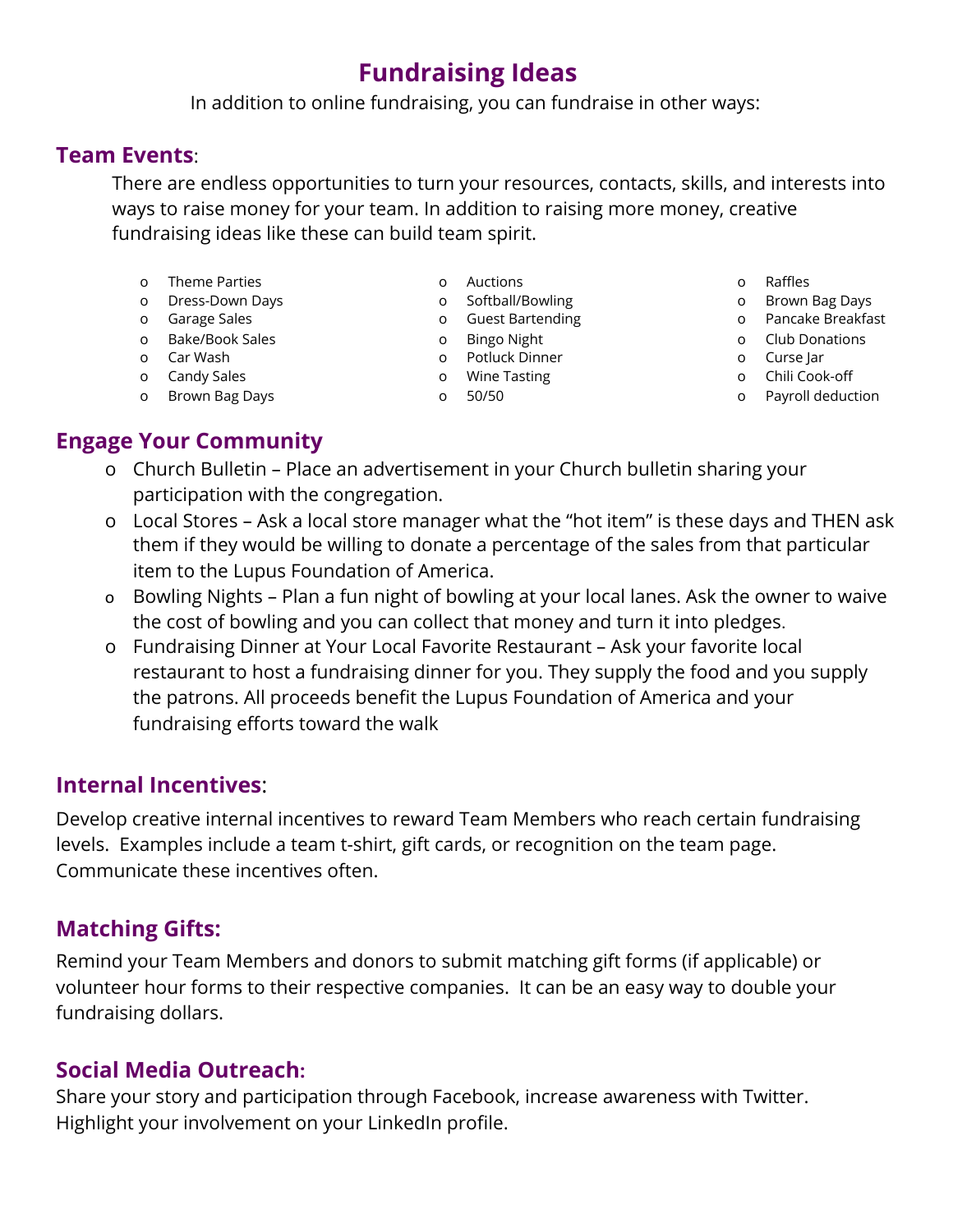# Fundraising Ideas

In addition to online fundraising, you can fundraise in other ways:

## Team Events:

There are endless opportunities to turn your resources, contacts, skills, and interests into ways to raise money for your team. In addition to raising more money, creative fundraising ideas like these can build team spirit.

- Theme Parties
- Dress-Down Days
- Garage Sales
- Bake/Book Sales
- Car Wash
- Candy Sales
- Brown Bag Days
- Auctions
- Softball/Bowling
- Guest Bartending
- Bingo Night
- Potluck Dinner
- Wine Tasting
- 50/50
- Raffles
- Brown Bag Days
- Pancake Breakfast
- Club Donations
- Curse Jar
- Chili Cook-off
- Payroll deduction

## Engage Your Community

- Church Bulletin – Place an advertisement in your Church bulletin sharing your participation with the congregation.
- Local Stores – Ask a local store manager what the "hot item" is these days and THEN ask them if they would be willing to donate a percentage of the sales from that particular item to the Lupus Foundation of America.
- Bowling Nights – Plan a fun night of bowling at your local lanes. Ask the owner to waive the cost of bowling and you can collect that money and turn it into pledges.
- Fundraising Dinner at Your Local Favorite Restaurant – Ask your favorite local restaurant to host a fundraising dinner for you. They supply the food and you supply the patrons. All proceeds benefit the Lupus Foundation of America and your fundraising efforts toward the walk

## Internal Incentives:

Develop creative internal incentives to reward Team Members who reach certain fundraising levels. Examples include a team t-shirt, gift cards, or recognition on the team page. Communicate these incentives often.

## Matching Gifts:

Remind your Team Members and donors to submit matching gift forms (if applicable) or volunteer hour forms to their respective companies. It can be an easy way to double your fundraising dollars.

## Social Media Outreach:

Share your story and participation through Facebook, increase awareness with Twitter. Highlight your involvement on your LinkedIn profile.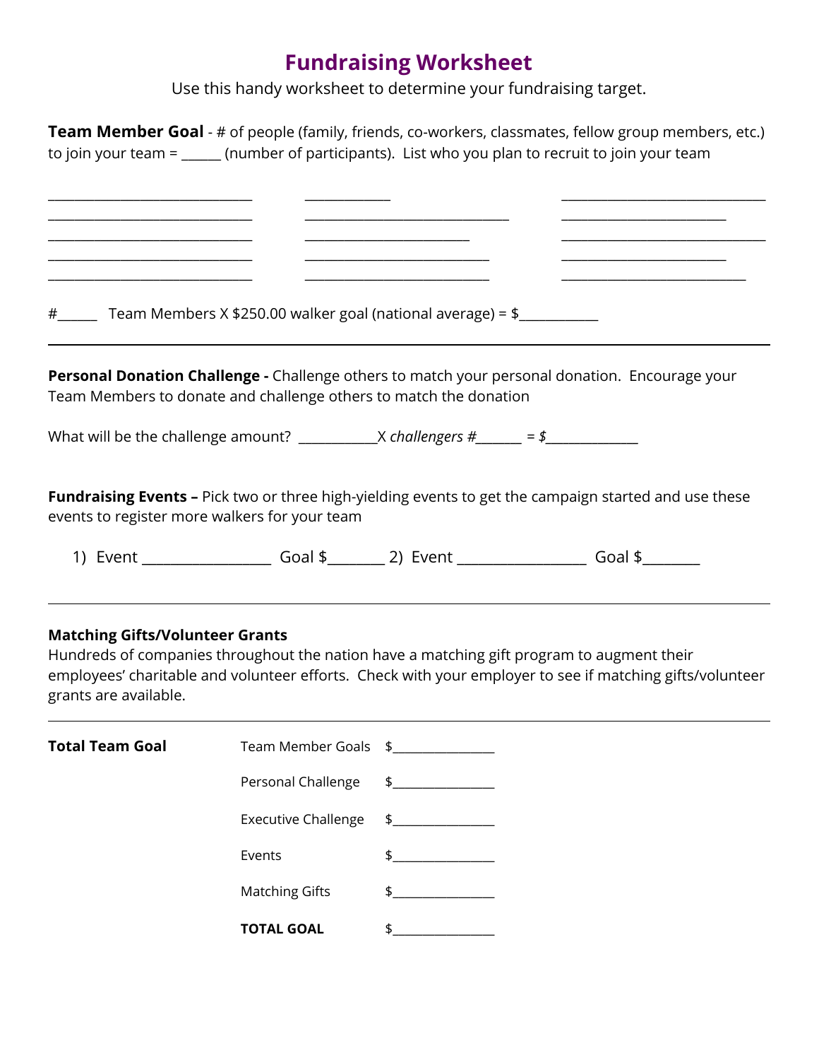# Fundraising Worksheet

Use this handy worksheet to determine your fundraising target.

**Team Member Goal** - # of people (family, friends, co-workers, classmates, fellow group members, etc.) to join your team = ______ (number of participants). List who you plan to recruit to join your team

| | | |
|---|---|---|
| ______________________________ | ____________ | ______________________________ |
| ______________________________ | ______________________________ | ________________________ |
| ______________________________ | ________________________ | ______________________________ |
| ______________________________ | ___________________________ | ________________________ |
| ______________________________ | ___________________________ | ___________________________ |

#______ Team Members X $250.00 walker goal (national average) = $___________

---

**Personal Donation Challenge -** Challenge others to match your personal donation. Encourage your Team Members to donate and challenge others to match the donation

What will be the challenge amount? ___________X *challengers #______ = $*_____________

**Fundraising Events –** Pick two or three high-yielding events to get the campaign started and use these events to register more walkers for your team

1) Event _________________ Goal $_______ 2) Event _________________ Goal $_______

---

**Matching Gifts/Volunteer Grants**
Hundreds of companies throughout the nation have a matching gift program to augment their employees' charitable and volunteer efforts. Check with your employer to see if matching gifts/volunteer grants are available.

---

| | | |
|---|---|---|
| **Total Team Goal** | Team Member Goals | $_______________ |
| | Personal Challenge | $_______________ |
| | Executive Challenge | $_______________ |
| | Events | $_______________ |
| | Matching Gifts | $_______________ |
| | **TOTAL GOAL** | $_______________ |